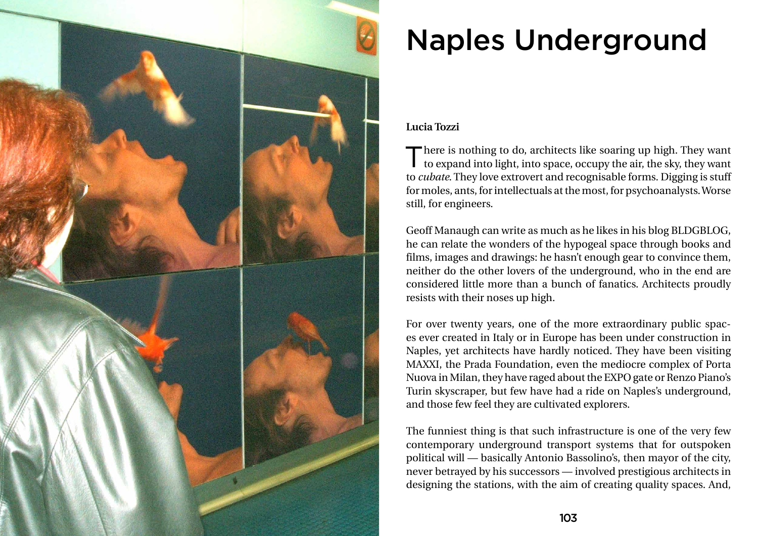# Naples Underground

**Lucia Tozzi**

There is nothing to do, architects like soaring up high. They want to expand into light, into space, occupy the air, the sky, they want to *cubate*. They love extrovert and recognisable forms. Digging is stuff for moles, ants, for intellectuals at the most, for psychoanalysts. Worse still, for engineers.

Geoff Manaugh can write as much as he likes in his blog BLDGBLOG, he can relate the wonders of the hypogeal space through books and films, images and drawings: he hasn't enough gear to convince them, neither do the other lovers of the underground, who in the end are considered little more than a bunch of fanatics. Architects proudly resists with their noses up high.

For over twenty years, one of the more extraordinary public spaces ever created in Italy or in Europe has been under construction in Naples, yet architects have hardly noticed. They have been visiting MAXXI, the Prada Foundation, even the mediocre complex of Porta Nuova in Milan, they have raged about the EXPO gate or Renzo Piano's Turin skyscraper, but few have had a ride on Naples's underground, and those few feel they are cultivated explorers.

The funniest thing is that such infrastructure is one of the very few contemporary underground transport systems that for outspoken political will — basically Antonio Bassolino's, then mayor of the city, never betrayed by his successors — involved prestigious architects in designing the stations, with the aim of creating quality spaces. And,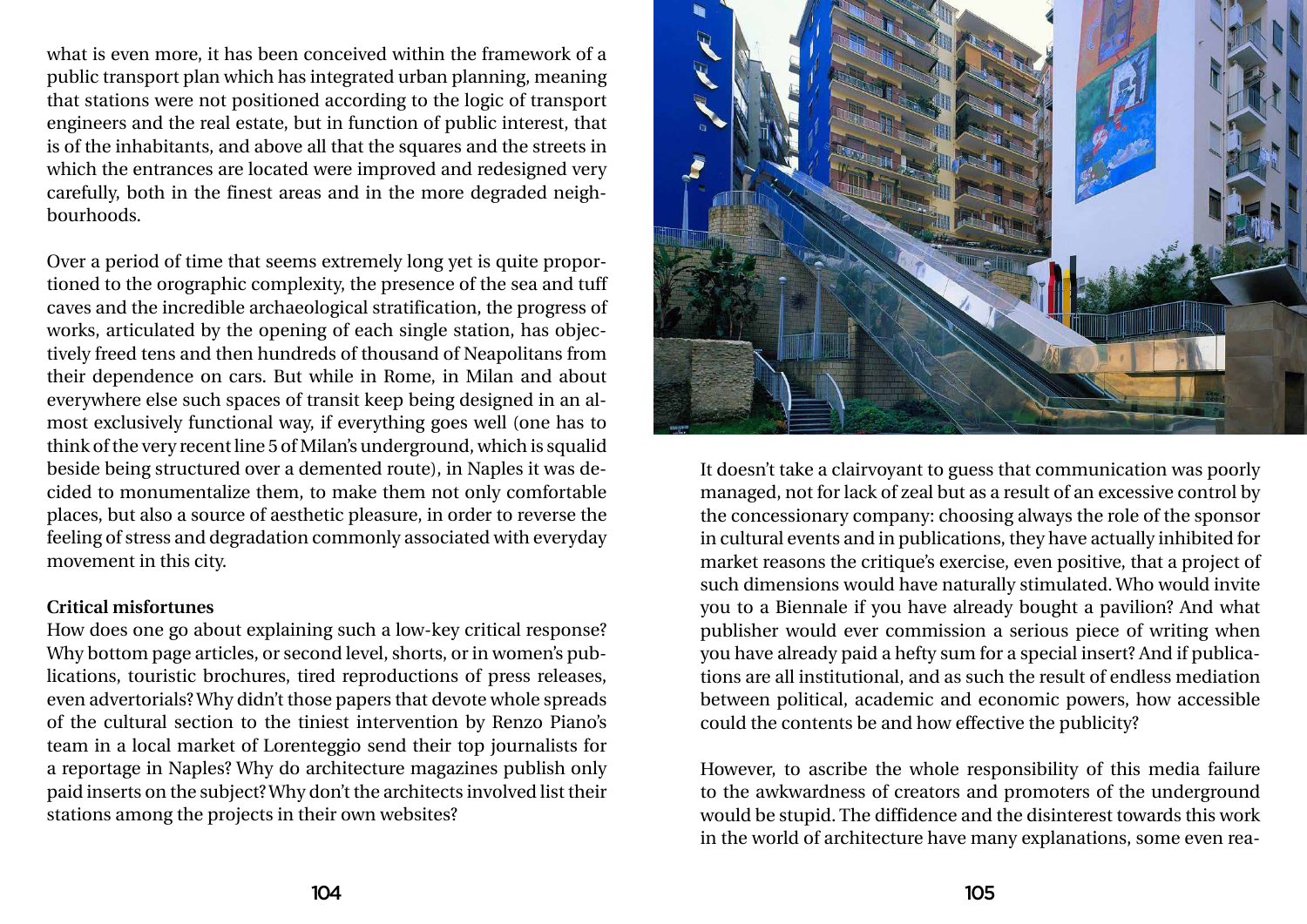what is even more, it has been conceived within the framework of a public transport plan which has integrated urban planning, meaning that stations were not positioned according to the logic of transport engineers and the real estate, but in function of public interest, that is of the inhabitants, and above all that the squares and the streets in which the entrances are located were improved and redesigned very carefully, both in the finest areas and in the more degraded neighbourhoods.

Over a period of time that seems extremely long yet is quite proportioned to the orographic complexity, the presence of the sea and tuff caves and the incredible archaeological stratification, the progress of works, articulated by the opening of each single station, has objectively freed tens and then hundreds of thousand of Neapolitans from their dependence on cars. But while in Rome, in Milan and about everywhere else such spaces of transit keep being designed in an almost exclusively functional way, if everything goes well (one has to think of the very recent line 5 of Milan's underground, which is squalid beside being structured over a demented route), in Naples it was decided to monumentalize them, to make them not only comfortable places, but also a source of aesthetic pleasure, in order to reverse the feeling of stress and degradation commonly associated with everyday movement in this city.

**Critical misfortunes**

How does one go about explaining such a low-key critical response? Why bottom page articles, or second level, shorts, or in women's publications, touristic brochures, tired reproductions of press releases, even advertorials? Why didn't those papers that devote whole spreads of the cultural section to the tiniest intervention by Renzo Piano's team in a local market of Lorenteggio send their top journalists for a reportage in Naples? Why do architecture magazines publish only paid inserts on the subject? Why don't the architects involved list their stations among the projects in their own websites?

It doesn't take a clairvoyant to guess that communication was poorly managed, not for lack of zeal but as a result of an excessive control by the concessionary company: choosing always the role of the sponsor in cultural events and in publications, they have actually inhibited for market reasons the critique's exercise, even positive, that a project of such dimensions would have naturally stimulated. Who would invite you to a Biennale if you have already bought a pavilion? And what publisher would ever commission a serious piece of writing when you have already paid a hefty sum for a special insert? And if publications are all institutional, and as such the result of endless mediation between political, academic and economic powers, how accessible could the contents be and how effective the publicity?

However, to ascribe the whole responsibility of this media failure to the awkwardness of creators and promoters of the underground would be stupid. The diffidence and the disinterest towards this work in the world of architecture have many explanations, some even rea-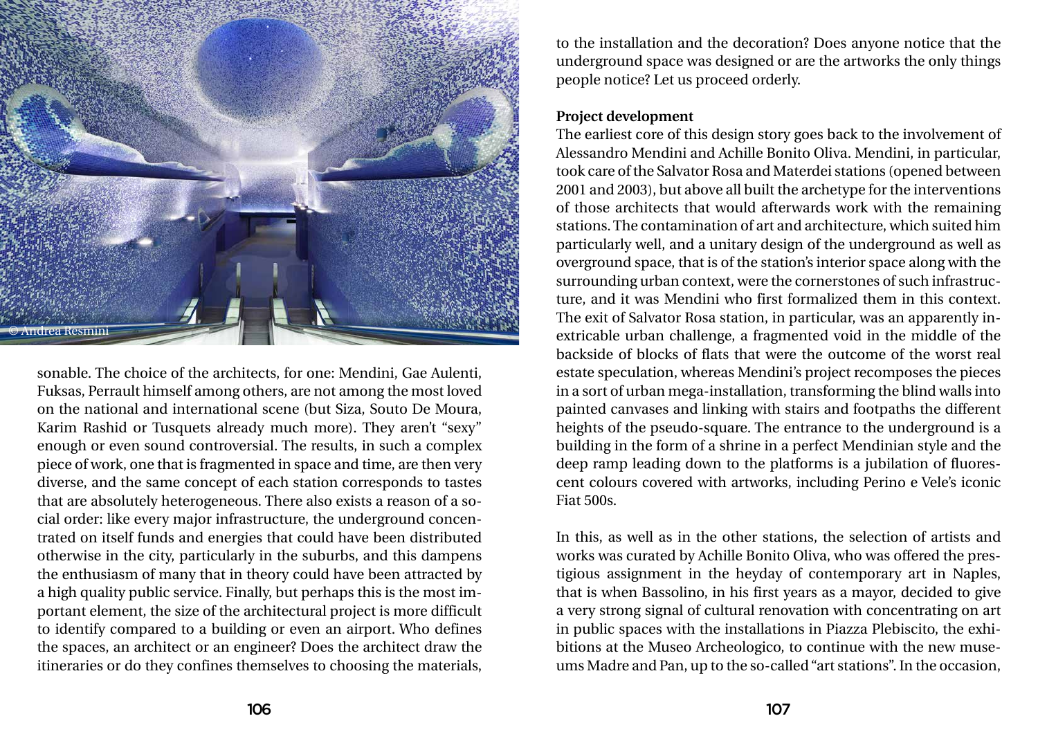sonable. The choice of the architects, for one: Mendini, Gae Aulenti, Fuksas, Perrault himself among others, are not among the most loved on the national and international scene (but Siza, Souto De Moura, Karim Rashid or Tusquets already much more). They aren't "sexy" enough or even sound controversial. The results, in such a complex piece of work, one that is fragmented in space and time, are then very diverse, and the same concept of each station corresponds to tastes that are absolutely heterogeneous. There also exists a reason of a social order: like every major infrastructure, the underground concentrated on itself funds and energies that could have been distributed otherwise in the city, particularly in the suburbs, and this dampens the enthusiasm of many that in theory could have been attracted by a high quality public service. Finally, but perhaps this is the most important element, the size of the architectural project is more difficult to identify compared to a building or even an airport. Who defines the spaces, an architect or an engineer? Does the architect draw the itineraries or do they confines themselves to choosing the materials, to the installation and the decoration? Does anyone notice that the underground space was designed or are the artworks the only things people notice? Let us proceed orderly.

**Project development**

The earliest core of this design story goes back to the involvement of Alessandro Mendini and Achille Bonito Oliva. Mendini, in particular, took care of the Salvator Rosa and Materdei stations (opened between 2001 and 2003), but above all built the archetype for the interventions of those architects that would afterwards work with the remaining stations. The contamination of art and architecture, which suited him particularly well, and a unitary design of the underground as well as overground space, that is of the station's interior space along with the surrounding urban context, were the cornerstones of such infrastructure, and it was Mendini who first formalized them in this context. The exit of Salvator Rosa station, in particular, was an apparently inextricable urban challenge, a fragmented void in the middle of the backside of blocks of flats that were the outcome of the worst real estate speculation, whereas Mendini's project recomposes the pieces in a sort of urban mega-installation, transforming the blind walls into painted canvases and linking with stairs and footpaths the different heights of the pseudo-square. The entrance to the underground is a building in the form of a shrine in a perfect Mendinian style and the deep ramp leading down to the platforms is a jubilation of fluorescent colours covered with artworks, including Perino e Vele's iconic Fiat 500s.

In this, as well as in the other stations, the selection of artists and works was curated by Achille Bonito Oliva, who was offered the prestigious assignment in the heyday of contemporary art in Naples, that is when Bassolino, in his first years as a mayor, decided to give a very strong signal of cultural renovation with concentrating on art in public spaces with the installations in Piazza Plebiscito, the exhibitions at the Museo Archeologico, to continue with the new museums Madre and Pan, up to the so-called "art stations". In the occasion,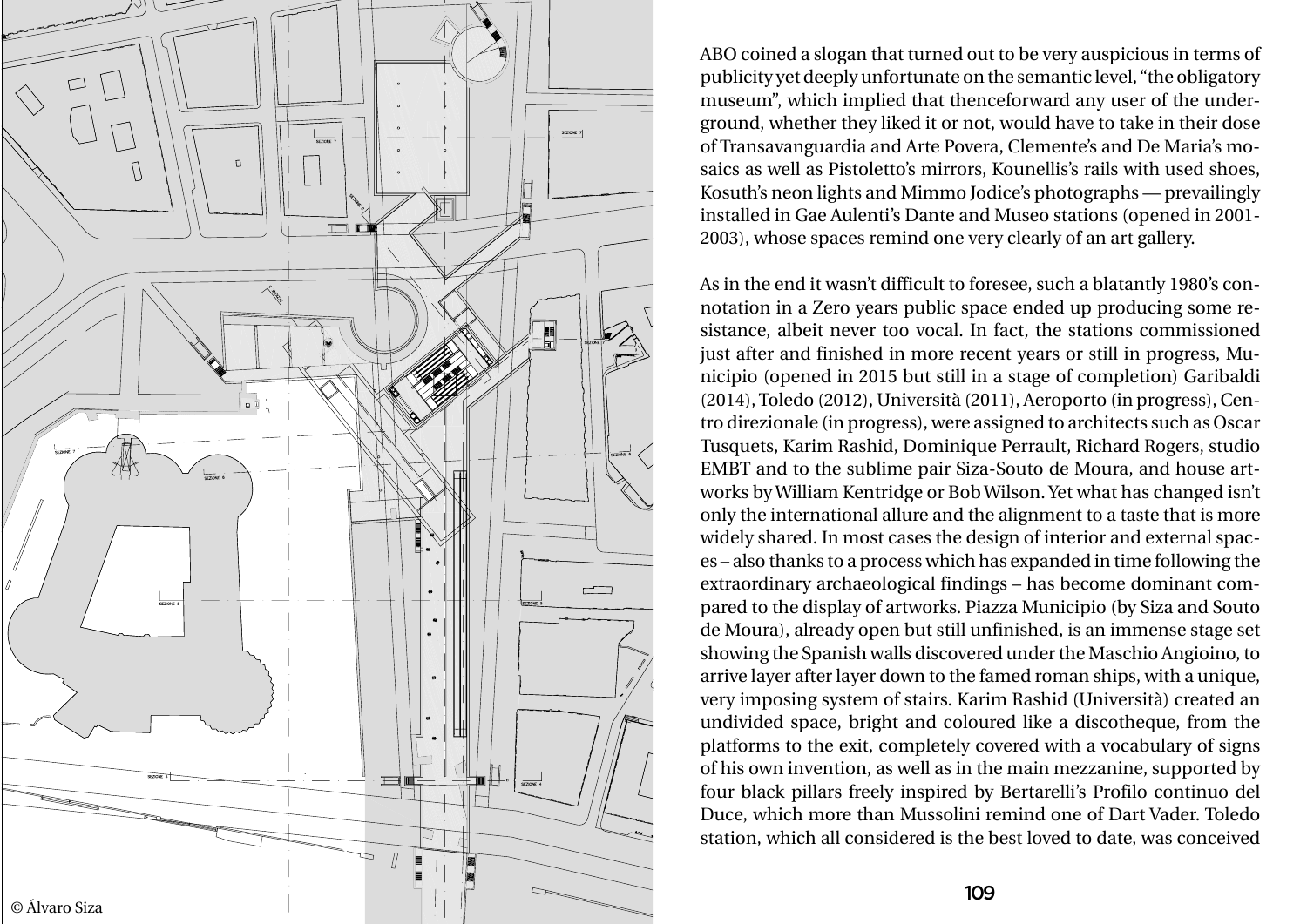© Álvaro Siza

ABO coined a slogan that turned out to be very auspicious in terms of publicity yet deeply unfortunate on the semantic level, "the obligatory museum", which implied that thenceforward any user of the underground, whether they liked it or not, would have to take in their dose of Transavanguardia and Arte Povera, Clemente's and De Maria's mosaics as well as Pistoletto's mirrors, Kounellis's rails with used shoes, Kosuth's neon lights and Mimmo Jodice's photographs — prevailingly installed in Gae Aulenti's Dante and Museo stations (opened in 2001-2003), whose spaces remind one very clearly of an art gallery.

As in the end it wasn't difficult to foresee, such a blatantly 1980's connotation in a Zero years public space ended up producing some resistance, albeit never too vocal. In fact, the stations commissioned just after and finished in more recent years or still in progress, Municipio (opened in 2015 but still in a stage of completion) Garibaldi (2014), Toledo (2012), Università (2011), Aeroporto (in progress), Centro direzionale (in progress), were assigned to architects such as Oscar Tusquets, Karim Rashid, Dominique Perrault, Richard Rogers, studio EMBT and to the sublime pair Siza-Souto de Moura, and house artworks by William Kentridge or Bob Wilson. Yet what has changed isn't only the international allure and the alignment to a taste that is more widely shared. In most cases the design of interior and external spaces – also thanks to a process which has expanded in time following the extraordinary archaeological findings – has become dominant compared to the display of artworks. Piazza Municipio (by Siza and Souto de Moura), already open but still unfinished, is an immense stage set showing the Spanish walls discovered under the Maschio Angioino, to arrive layer after layer down to the famed roman ships, with a unique, very imposing system of stairs. Karim Rashid (Università) created an undivided space, bright and coloured like a discotheque, from the platforms to the exit, completely covered with a vocabulary of signs of his own invention, as well as in the main mezzanine, supported by four black pillars freely inspired by Bertarelli's Profilo continuo del Duce, which more than Mussolini remind one of Dart Vader. Toledo station, which all considered is the best loved to date, was conceived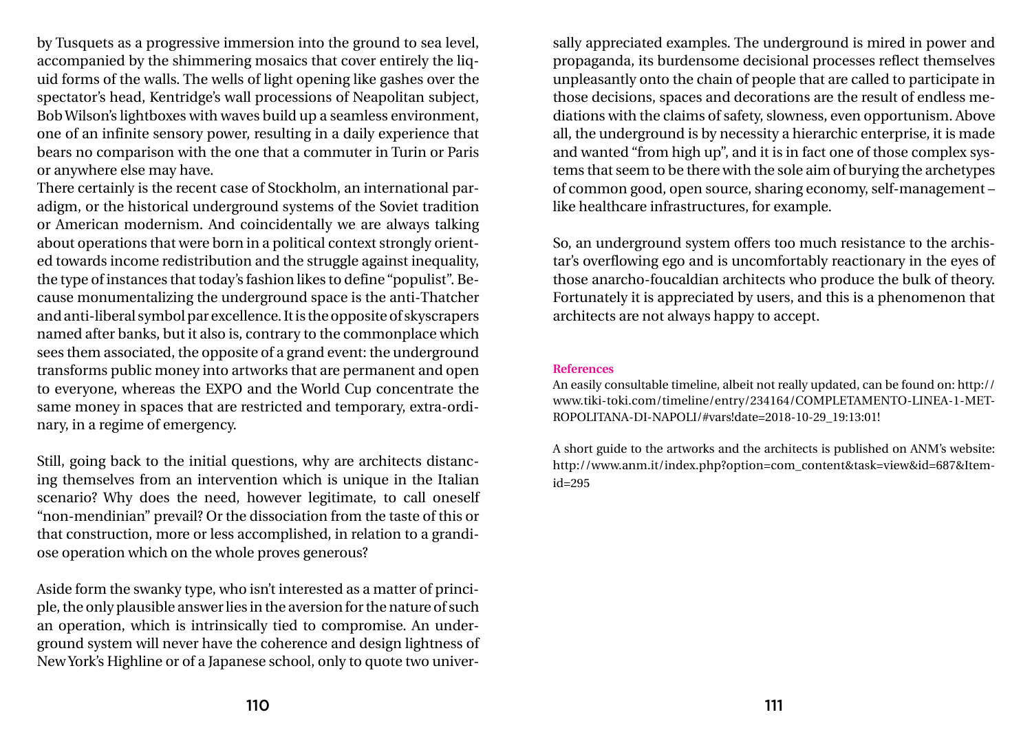by Tusquets as a progressive immersion into the ground to sea level, accompanied by the shimmering mosaics that cover entirely the liquid forms of the walls. The wells of light opening like gashes over the spectator's head, Kentridge's wall processions of Neapolitan subject, Bob Wilson's lightboxes with waves build up a seamless environment, one of an infinite sensory power, resulting in a daily experience that bears no comparison with the one that a commuter in Turin or Paris or anywhere else may have.

There certainly is the recent case of Stockholm, an international paradigm, or the historical underground systems of the Soviet tradition or American modernism. And coincidentally we are always talking about operations that were born in a political context strongly oriented towards income redistribution and the struggle against inequality, the type of instances that today's fashion likes to define "populist". Because monumentalizing the underground space is the anti-Thatcher and anti-liberal symbol par excellence. It is the opposite of skyscrapers named after banks, but it also is, contrary to the commonplace which sees them associated, the opposite of a grand event: the underground transforms public money into artworks that are permanent and open to everyone, whereas the EXPO and the World Cup concentrate the same money in spaces that are restricted and temporary, extra-ordinary, in a regime of emergency.

Still, going back to the initial questions, why are architects distancing themselves from an intervention which is unique in the Italian scenario? Why does the need, however legitimate, to call oneself "non-mendinian" prevail? Or the dissociation from the taste of this or that construction, more or less accomplished, in relation to a grandiose operation which on the whole proves generous?

Aside form the swanky type, who isn't interested as a matter of principle, the only plausible answer lies in the aversion for the nature of such an operation, which is intrinsically tied to compromise. An underground system will never have the coherence and design lightness of New York's Highline or of a Japanese school, only to quote two universally appreciated examples. The underground is mired in power and propaganda, its burdensome decisional processes reflect themselves unpleasantly onto the chain of people that are called to participate in those decisions, spaces and decorations are the result of endless mediations with the claims of safety, slowness, even opportunism. Above all, the underground is by necessity a hierarchic enterprise, it is made and wanted "from high up", and it is in fact one of those complex systems that seem to be there with the sole aim of burying the archetypes of common good, open source, sharing economy, self-management – like healthcare infrastructures, for example.

So, an underground system offers too much resistance to the archistar's overflowing ego and is uncomfortably reactionary in the eyes of those anarcho-foucaldian architects who produce the bulk of theory. Fortunately it is appreciated by users, and this is a phenomenon that architects are not always happy to accept.

**References**

An easily consultable timeline, albeit not really updated, can be found on: http://www.tiki-toki.com/timeline/entry/234164/COMPLETAMENTO-LINEA-1-METROPOLITANA-DI-NAPOLI/#vars!date=2018-10-29_19:13:01!

A short guide to the artworks and the architects is published on ANM's website: http://www.anm.it/index.php?option=com_content&task=view&id=687&Itemid=295